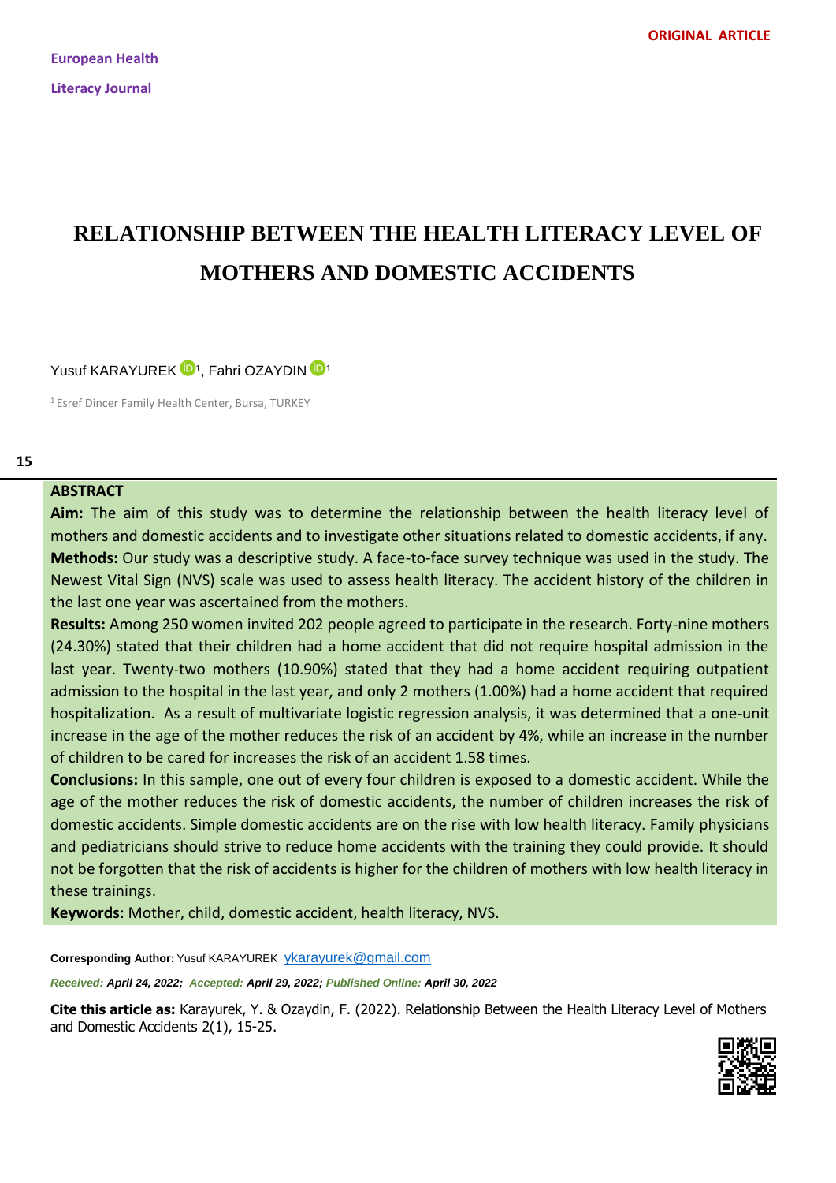ORIGINAL ARTICLE

European Health Literacy Journal

# RELATIONSHIP BETWEEN THE HEALTH LITERACY LEVEL OF MOTHERS AND DOMESTIC ACCIDENTS

Yusuf KARAYUREK [1], Fahri OZAYDIN [1]

[1] Esref Dincer Family Health Center, Bursa, TURKEY

## ABSTRACT

**Aim:** The aim of this study was to determine the relationship between the health literacy level of mothers and domestic accidents and to investigate other situations related to domestic accidents, if any.

**Methods:** Our study was a descriptive study. A face-to-face survey technique was used in the study. The Newest Vital Sign (NVS) scale was used to assess health literacy. The accident history of the children in the last one year was ascertained from the mothers.

**Results:** Among 250 women invited 202 people agreed to participate in the research. Forty-nine mothers (24.30%) stated that their children had a home accident that did not require hospital admission in the last year. Twenty-two mothers (10.90%) stated that they had a home accident requiring outpatient admission to the hospital in the last year, and only 2 mothers (1.00%) had a home accident that required hospitalization. As a result of multivariate logistic regression analysis, it was determined that a one-unit increase in the age of the mother reduces the risk of an accident by 4%, while an increase in the number of children to be cared for increases the risk of an accident 1.58 times.

**Conclusions:** In this sample, one out of every four children is exposed to a domestic accident. While the age of the mother reduces the risk of domestic accidents, the number of children increases the risk of domestic accidents. Simple domestic accidents are on the rise with low health literacy. Family physicians and pediatricians should strive to reduce home accidents with the training they could provide. It should not be forgotten that the risk of accidents is higher for the children of mothers with low health literacy in these trainings.

**Keywords:** Mother, child, domestic accident, health literacy, NVS.

**Corresponding Author:** Yusuf KARAYUREK ykarayurek@gmail.com

*Received: **April 24, 2022;** Accepted: **April 29, 2022;** Published Online: **April 30, 2022***

**Cite this article as:** Karayurek, Y. & Ozaydin, F. (2022). Relationship Between the Health Literacy Level of Mothers and Domestic Accidents 2(1), 15-25.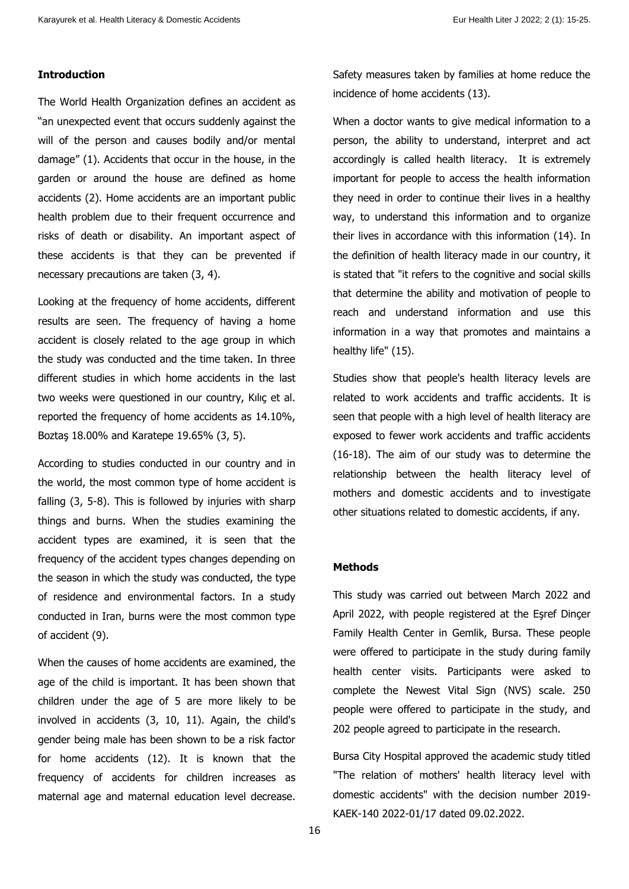## Introduction

The World Health Organization defines an accident as "an unexpected event that occurs suddenly against the will of the person and causes bodily and/or mental damage" (1). Accidents that occur in the house, in the garden or around the house are defined as home accidents (2). Home accidents are an important public health problem due to their frequent occurrence and risks of death or disability. An important aspect of these accidents is that they can be prevented if necessary precautions are taken (3, 4).

Looking at the frequency of home accidents, different results are seen. The frequency of having a home accident is closely related to the age group in which the study was conducted and the time taken. In three different studies in which home accidents in the last two weeks were questioned in our country, Kılıç et al. reported the frequency of home accidents as 14.10%, Boztaş 18.00% and Karatepe 19.65% (3, 5).

According to studies conducted in our country and in the world, the most common type of home accident is falling (3, 5-8). This is followed by injuries with sharp things and burns. When the studies examining the accident types are examined, it is seen that the frequency of the accident types changes depending on the season in which the study was conducted, the type of residence and environmental factors. In a study conducted in Iran, burns were the most common type of accident (9).

When the causes of home accidents are examined, the age of the child is important. It has been shown that children under the age of 5 are more likely to be involved in accidents (3, 10, 11). Again, the child's gender being male has been shown to be a risk factor for home accidents (12). It is known that the frequency of accidents for children increases as maternal age and maternal education level decrease. Safety measures taken by families at home reduce the incidence of home accidents (13).

When a doctor wants to give medical information to a person, the ability to understand, interpret and act accordingly is called health literacy. It is extremely important for people to access the health information they need in order to continue their lives in a healthy way, to understand this information and to organize their lives in accordance with this information (14). In the definition of health literacy made in our country, it is stated that "it refers to the cognitive and social skills that determine the ability and motivation of people to reach and understand information and use this information in a way that promotes and maintains a healthy life" (15).

Studies show that people's health literacy levels are related to work accidents and traffic accidents. It is seen that people with a high level of health literacy are exposed to fewer work accidents and traffic accidents (16-18). The aim of our study was to determine the relationship between the health literacy level of mothers and domestic accidents and to investigate other situations related to domestic accidents, if any.

## Methods

This study was carried out between March 2022 and April 2022, with people registered at the Eşref Dinçer Family Health Center in Gemlik, Bursa. These people were offered to participate in the study during family health center visits. Participants were asked to complete the Newest Vital Sign (NVS) scale. 250 people were offered to participate in the study, and 202 people agreed to participate in the research.

Bursa City Hospital approved the academic study titled "The relation of mothers' health literacy level with domestic accidents" with the decision number 2019-KAEK-140 2022-01/17 dated 09.02.2022.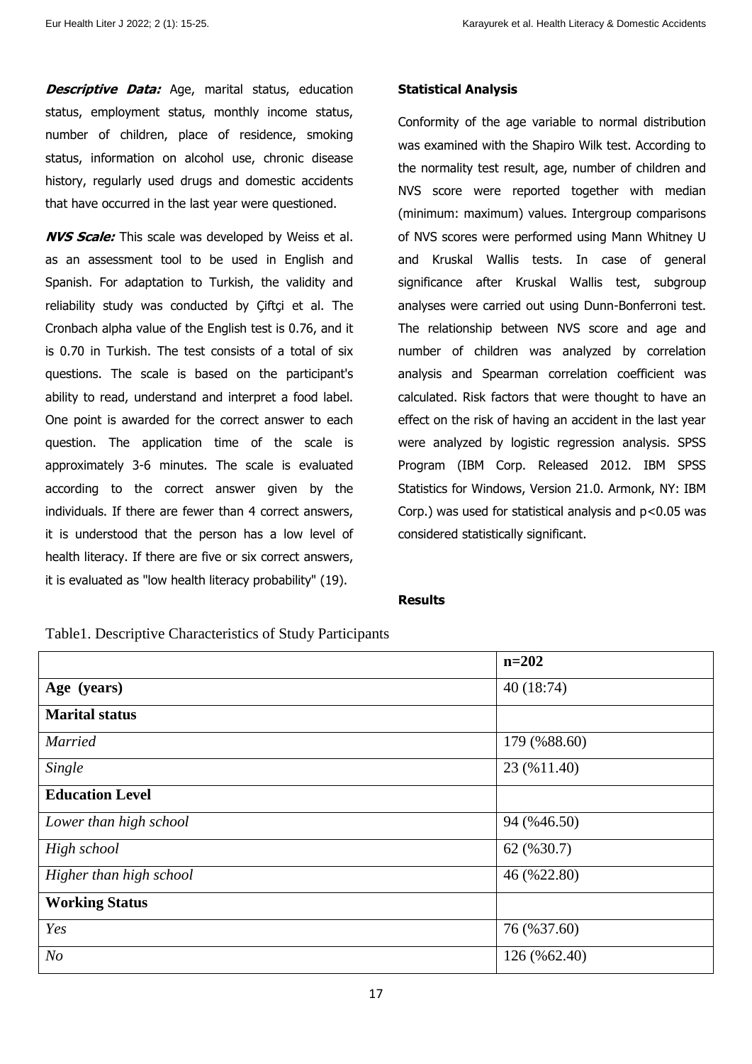***Descriptive Data:*** Age, marital status, education status, employment status, monthly income status, number of children, place of residence, smoking status, information on alcohol use, chronic disease history, regularly used drugs and domestic accidents that have occurred in the last year were questioned.

***NVS Scale:*** This scale was developed by Weiss et al. as an assessment tool to be used in English and Spanish. For adaptation to Turkish, the validity and reliability study was conducted by Çiftçi et al. The Cronbach alpha value of the English test is 0.76, and it is 0.70 in Turkish. The test consists of a total of six questions. The scale is based on the participant's ability to read, understand and interpret a food label. One point is awarded for the correct answer to each question. The application time of the scale is approximately 3-6 minutes. The scale is evaluated according to the correct answer given by the individuals. If there are fewer than 4 correct answers, it is understood that the person has a low level of health literacy. If there are five or six correct answers, it is evaluated as "low health literacy probability" (19).

**Statistical Analysis**

Conformity of the age variable to normal distribution was examined with the Shapiro Wilk test. According to the normality test result, age, number of children and NVS score were reported together with median (minimum: maximum) values. Intergroup comparisons of NVS scores were performed using Mann Whitney U and Kruskal Wallis tests. In case of general significance after Kruskal Wallis test, subgroup analyses were carried out using Dunn-Bonferroni test. The relationship between NVS score and age and number of children was analyzed by correlation analysis and Spearman correlation coefficient was calculated. Risk factors that were thought to have an effect on the risk of having an accident in the last year were analyzed by logistic regression analysis. SPSS Program (IBM Corp. Released 2012. IBM SPSS Statistics for Windows, Version 21.0. Armonk, NY: IBM Corp.) was used for statistical analysis and $p<0.05$ was considered statistically significant.

## Results

Table1. Descriptive Characteristics of Study Participants

| | **n=202** |
|---|---|
| **Age (years)** | 40 (18:74) |
| **Marital status** | |
| *Married* | 179 (%88.60) |
| *Single* | 23 (%11.40) |
| **Education Level** | |
| *Lower than high school* | 94 (%46.50) |
| *High school* | 62 (%30.7) |
| *Higher than high school* | 46 (%22.80) |
| **Working Status** | |
| *Yes* | 76 (%37.60) |
| *No* | 126 (%62.40) |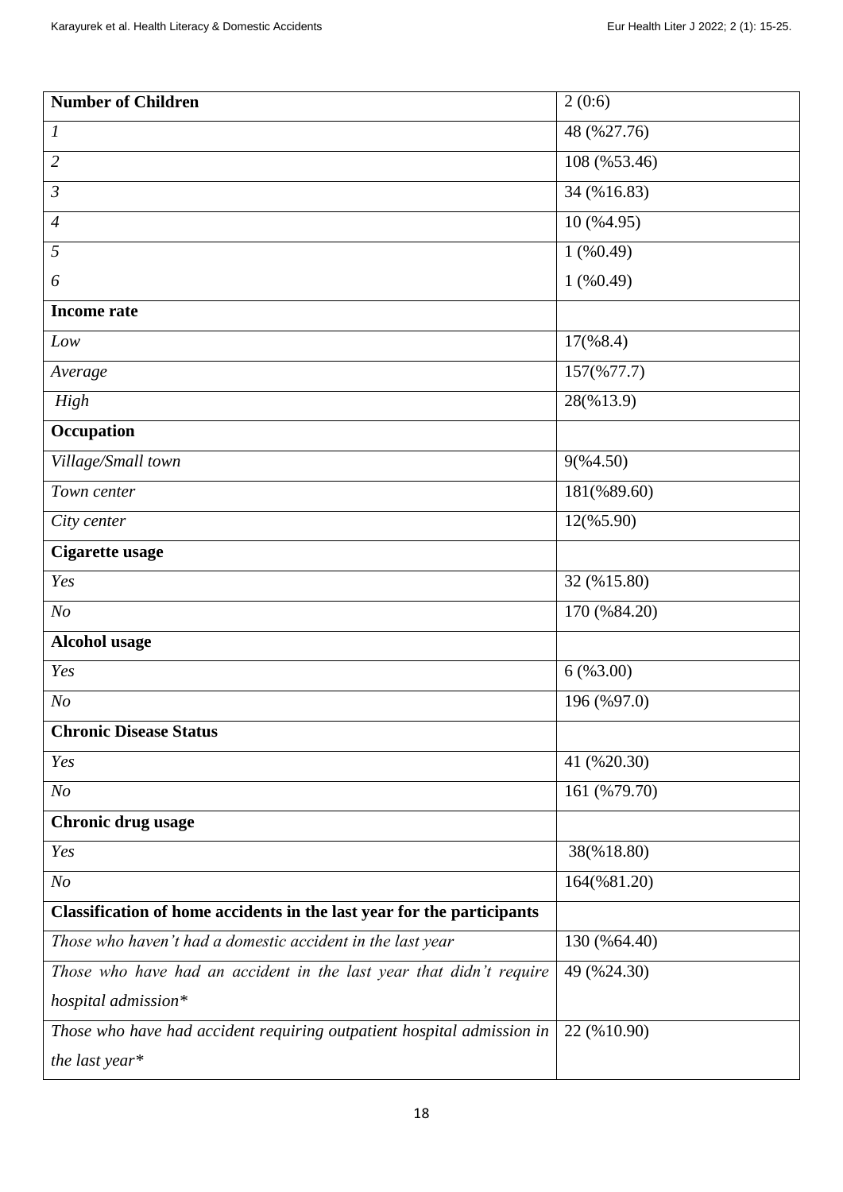| **Number of Children** | 2 (0:6) |
|---|---|
| *1* | 48 (%27.76) |
| *2* | 108 (%53.46) |
| *3* | 34 (%16.83) |
| *4* | 10 (%4.95) |
| *5* | 1 (%0.49) |
| *6* | 1 (%0.49) |
| **Income rate** | |
| *Low* | 17(%8.4) |
| *Average* | 157(%77.7) |
| *High* | 28(%13.9) |
| **Occupation** | |
| *Village/Small town* | 9(%4.50) |
| *Town center* | 181(%89.60) |
| *City center* | 12(%5.90) |
| **Cigarette usage** | |
| *Yes* | 32 (%15.80) |
| *No* | 170 (%84.20) |
| **Alcohol usage** | |
| *Yes* | 6 (%3.00) |
| *No* | 196 (%97.0) |
| **Chronic Disease Status** | |
| *Yes* | 41 (%20.30) |
| *No* | 161 (%79.70) |
| **Chronic drug usage** | |
| *Yes* | 38(%18.80) |
| *No* | 164(%81.20) |
| **Classification of home accidents in the last year for the participants** | |
| *Those who haven't had a domestic accident in the last year* | 130 (%64.40) |
| *Those who have had an accident in the last year that didn't require hospital admission** | 49 (%24.30) |
| *Those who have had accident requiring outpatient hospital admission in the last year** | 22 (%10.90) |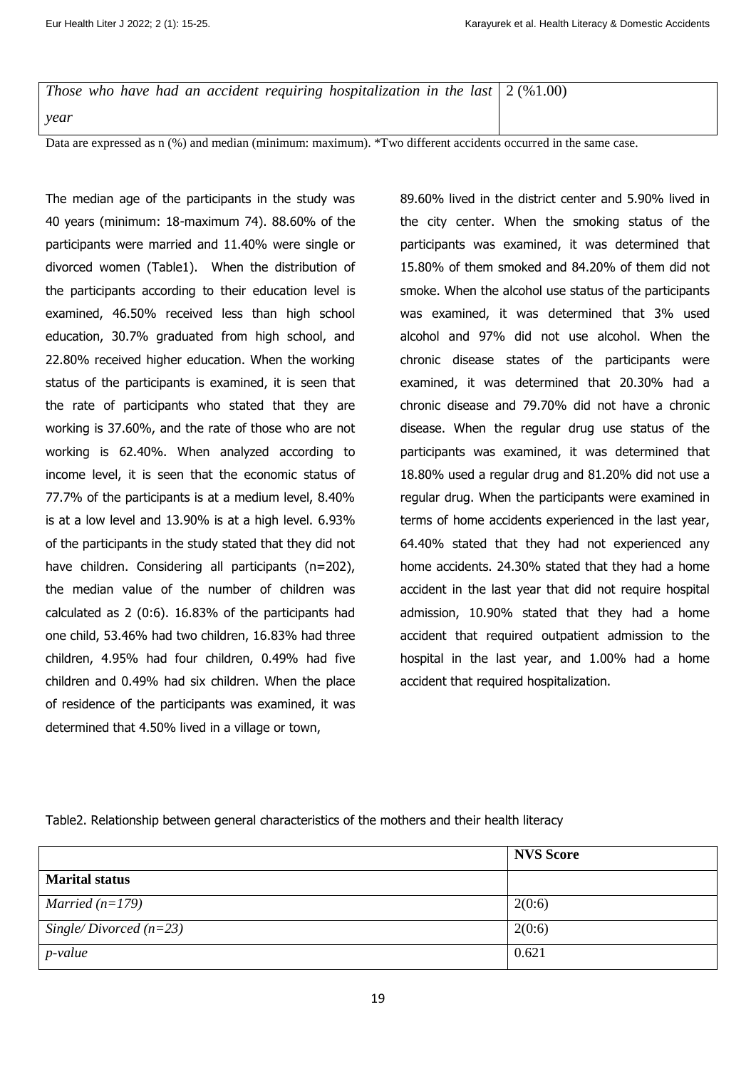| | |
|---|---|
| *Those who have had an accident requiring hospitalization in the last year* | 2 (%1.00) |

Data are expressed as n (%) and median (minimum: maximum). *Two different accidents occurred in the same case.

The median age of the participants in the study was 40 years (minimum: 18-maximum 74). 88.60% of the participants were married and 11.40% were single or divorced women (Table1). When the distribution of the participants according to their education level is examined, 46.50% received less than high school education, 30.7% graduated from high school, and 22.80% received higher education. When the working status of the participants is examined, it is seen that the rate of participants who stated that they are working is 37.60%, and the rate of those who are not working is 62.40%. When analyzed according to income level, it is seen that the economic status of 77.7% of the participants is at a medium level, 8.40% is at a low level and 13.90% is at a high level. 6.93% of the participants in the study stated that they did not have children. Considering all participants (n=202), the median value of the number of children was calculated as 2 (0:6). 16.83% of the participants had one child, 53.46% had two children, 16.83% had three children, 4.95% had four children, 0.49% had five children and 0.49% had six children. When the place of residence of the participants was examined, it was determined that 4.50% lived in a village or town, 89.60% lived in the district center and 5.90% lived in the city center. When the smoking status of the participants was examined, it was determined that 15.80% of them smoked and 84.20% of them did not smoke. When the alcohol use status of the participants was examined, it was determined that 3% used alcohol and 97% did not use alcohol. When the chronic disease states of the participants were examined, it was determined that 20.30% had a chronic disease and 79.70% did not have a chronic disease. When the regular drug use status of the participants was examined, it was determined that 18.80% used a regular drug and 81.20% did not use a regular drug. When the participants were examined in terms of home accidents experienced in the last year, 64.40% stated that they had not experienced any home accidents. 24.30% stated that they had a home accident in the last year that did not require hospital admission, 10.90% stated that they had a home accident that required outpatient admission to the hospital in the last year, and 1.00% had a home accident that required hospitalization.

Table2. Relationship between general characteristics of the mothers and their health literacy

| | **NVS Score** |
|---|---|
| **Marital status** | |
| *Married (n=179)* | 2(0:6) |
| *Single/ Divorced (n=23)* | 2(0:6) |
| *p-value* | 0.621 |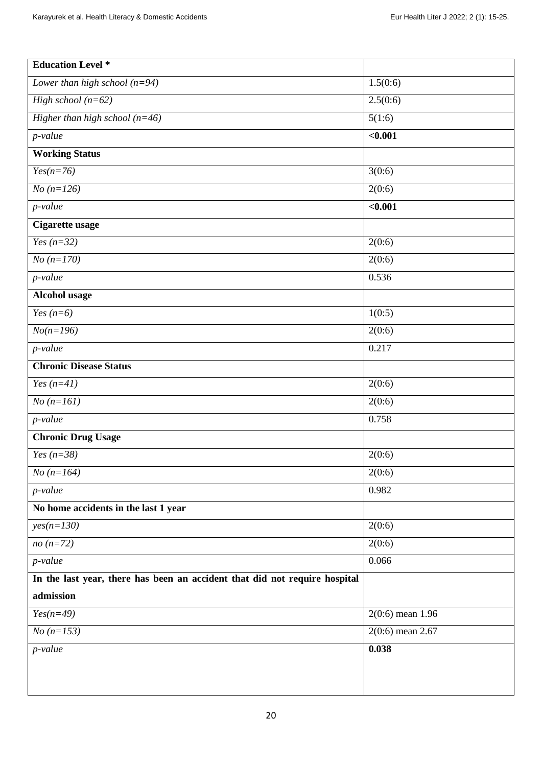| **Education Level *** | |
|---|---|
| *Lower than high school (n=94)* | 1.5(0:6) |
| *High school (n=62)* | 2.5(0:6) |
| *Higher than high school (n=46)* | 5(1:6) |
| *p-value* | **<0.001** |
| **Working Status** | |
| *Yes(n=76)* | 3(0:6) |
| *No (n=126)* | 2(0:6) |
| *p-value* | **<0.001** |
| **Cigarette usage** | |
| *Yes (n=32)* | 2(0:6) |
| *No (n=170)* | 2(0:6) |
| *p-value* | 0.536 |
| **Alcohol usage** | |
| *Yes (n=6)* | 1(0:5) |
| *No(n=196)* | 2(0:6) |
| *p-value* | 0.217 |
| **Chronic Disease Status** | |
| *Yes (n=41)* | 2(0:6) |
| *No (n=161)* | 2(0:6) |
| *p-value* | 0.758 |
| **Chronic Drug Usage** | |
| *Yes (n=38)* | 2(0:6) |
| *No (n=164)* | 2(0:6) |
| *p-value* | 0.982 |
| **No home accidents in the last 1 year** | |
| *yes(n=130)* | 2(0:6) |
| *no (n=72)* | 2(0:6) |
| *p-value* | 0.066 |
| **In the last year, there has been an accident that did not require hospital admission** | |
| *Yes(n=49)* | 2(0:6) mean 1.96 |
| *No (n=153)* | 2(0:6) mean 2.67 |
| *p-value* | **0.038** |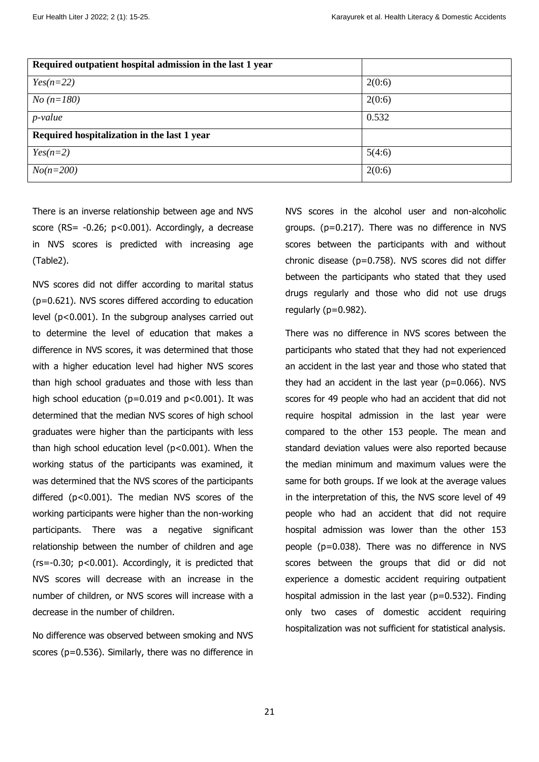| **Required outpatient hospital admission in the last 1 year** | |
|---|---|
| *Yes(n=22)* | 2(0:6) |
| *No (n=180)* | 2(0:6) |
| *p-value* | 0.532 |
| **Required hospitalization in the last 1 year** | |
| *Yes(n=2)* | 5(4:6) |
| *No(n=200)* | 2(0:6) |

There is an inverse relationship between age and NVS score (RS= -0.26; p<0.001). Accordingly, a decrease in NVS scores is predicted with increasing age (Table2).

NVS scores did not differ according to marital status (p=0.621). NVS scores differed according to education level (p<0.001). In the subgroup analyses carried out to determine the level of education that makes a difference in NVS scores, it was determined that those with a higher education level had higher NVS scores than high school graduates and those with less than high school education (p=0.019 and p<0.001). It was determined that the median NVS scores of high school graduates were higher than the participants with less than high school education level (p<0.001). When the working status of the participants was examined, it was determined that the NVS scores of the participants differed (p<0.001). The median NVS scores of the working participants were higher than the non-working participants. There was a negative significant relationship between the number of children and age (rs=-0.30; p<0.001). Accordingly, it is predicted that NVS scores will decrease with an increase in the number of children, or NVS scores will increase with a decrease in the number of children.

No difference was observed between smoking and NVS scores (p=0.536). Similarly, there was no difference in NVS scores in the alcohol user and non-alcoholic groups. (p=0.217). There was no difference in NVS scores between the participants with and without chronic disease (p=0.758). NVS scores did not differ between the participants who stated that they used drugs regularly and those who did not use drugs regularly (p=0.982).

There was no difference in NVS scores between the participants who stated that they had not experienced an accident in the last year and those who stated that they had an accident in the last year (p=0.066). NVS scores for 49 people who had an accident that did not require hospital admission in the last year were compared to the other 153 people. The mean and standard deviation values were also reported because the median minimum and maximum values were the same for both groups. If we look at the average values in the interpretation of this, the NVS score level of 49 people who had an accident that did not require hospital admission was lower than the other 153 people (p=0.038). There was no difference in NVS scores between the groups that did or did not experience a domestic accident requiring outpatient hospital admission in the last year (p=0.532). Finding only two cases of domestic accident requiring hospitalization was not sufficient for statistical analysis.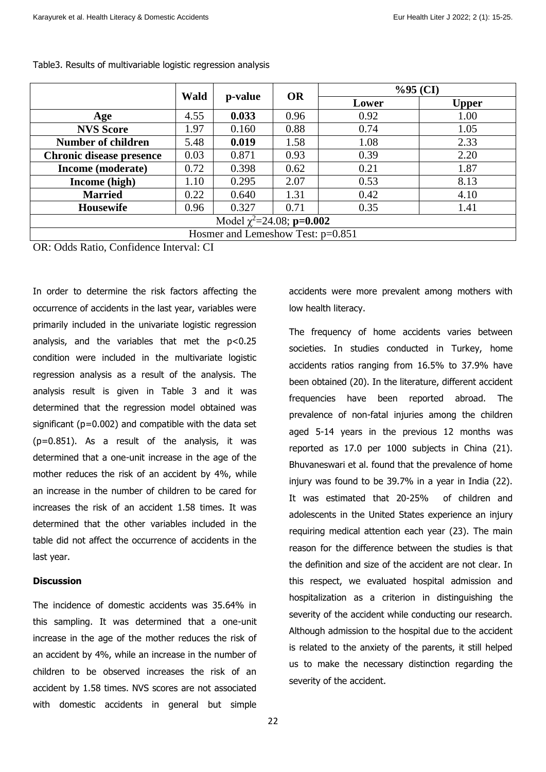Table3. Results of multivariable logistic regression analysis

| | Wald | p-value | OR | %95 (CI) | |
|---|---|---|---|---|---|
| | | | | Lower | Upper |
| **Age** | 4.55 | **0.033** | 0.96 | 0.92 | 1.00 |
| **NVS Score** | 1.97 | 0.160 | 0.88 | 0.74 | 1.05 |
| **Number of children** | 5.48 | **0.019** | 1.58 | 1.08 | 2.33 |
| **Chronic disease presence** | 0.03 | 0.871 | 0.93 | 0.39 | 2.20 |
| **Income (moderate)** | 0.72 | 0.398 | 0.62 | 0.21 | 1.87 |
| **Income (high)** | 1.10 | 0.295 | 2.07 | 0.53 | 8.13 |
| **Married** | 0.22 | 0.640 | 1.31 | 0.42 | 4.10 |
| **Housewife** | 0.96 | 0.327 | 0.71 | 0.35 | 1.41 |
| Model $\chi^2$=24.08; **p=0.002** | | | | | |
| Hosmer and Lemeshow Test: p=0.851 | | | | | |

OR: Odds Ratio, Confidence Interval: CI

In order to determine the risk factors affecting the occurrence of accidents in the last year, variables were primarily included in the univariate logistic regression analysis, and the variables that met the $p<0.25$ condition were included in the multivariate logistic regression analysis as a result of the analysis. The analysis result is given in Table 3 and it was determined that the regression model obtained was significant (p=0.002) and compatible with the data set (p=0.851). As a result of the analysis, it was determined that a one-unit increase in the age of the mother reduces the risk of an accident by 4%, while an increase in the number of children to be cared for increases the risk of an accident 1.58 times. It was determined that the other variables included in the table did not affect the occurrence of accidents in the last year.

**Discussion**

The incidence of domestic accidents was 35.64% in this sampling. It was determined that a one-unit increase in the age of the mother reduces the risk of an accident by 4%, while an increase in the number of children to be observed increases the risk of an accident by 1.58 times. NVS scores are not associated with domestic accidents in general but simple accidents were more prevalent among mothers with low health literacy.

The frequency of home accidents varies between societies. In studies conducted in Turkey, home accidents ratios ranging from 16.5% to 37.9% have been obtained (20). In the literature, different accident frequencies have been reported abroad. The prevalence of non-fatal injuries among the children aged 5-14 years in the previous 12 months was reported as 17.0 per 1000 subjects in China (21). Bhuvaneswari et al. found that the prevalence of home injury was found to be 39.7% in a year in India (22). It was estimated that 20-25% of children and adolescents in the United States experience an injury requiring medical attention each year (23). The main reason for the difference between the studies is that the definition and size of the accident are not clear. In this respect, we evaluated hospital admission and hospitalization as a criterion in distinguishing the severity of the accident while conducting our research. Although admission to the hospital due to the accident is related to the anxiety of the parents, it still helped us to make the necessary distinction regarding the severity of the accident.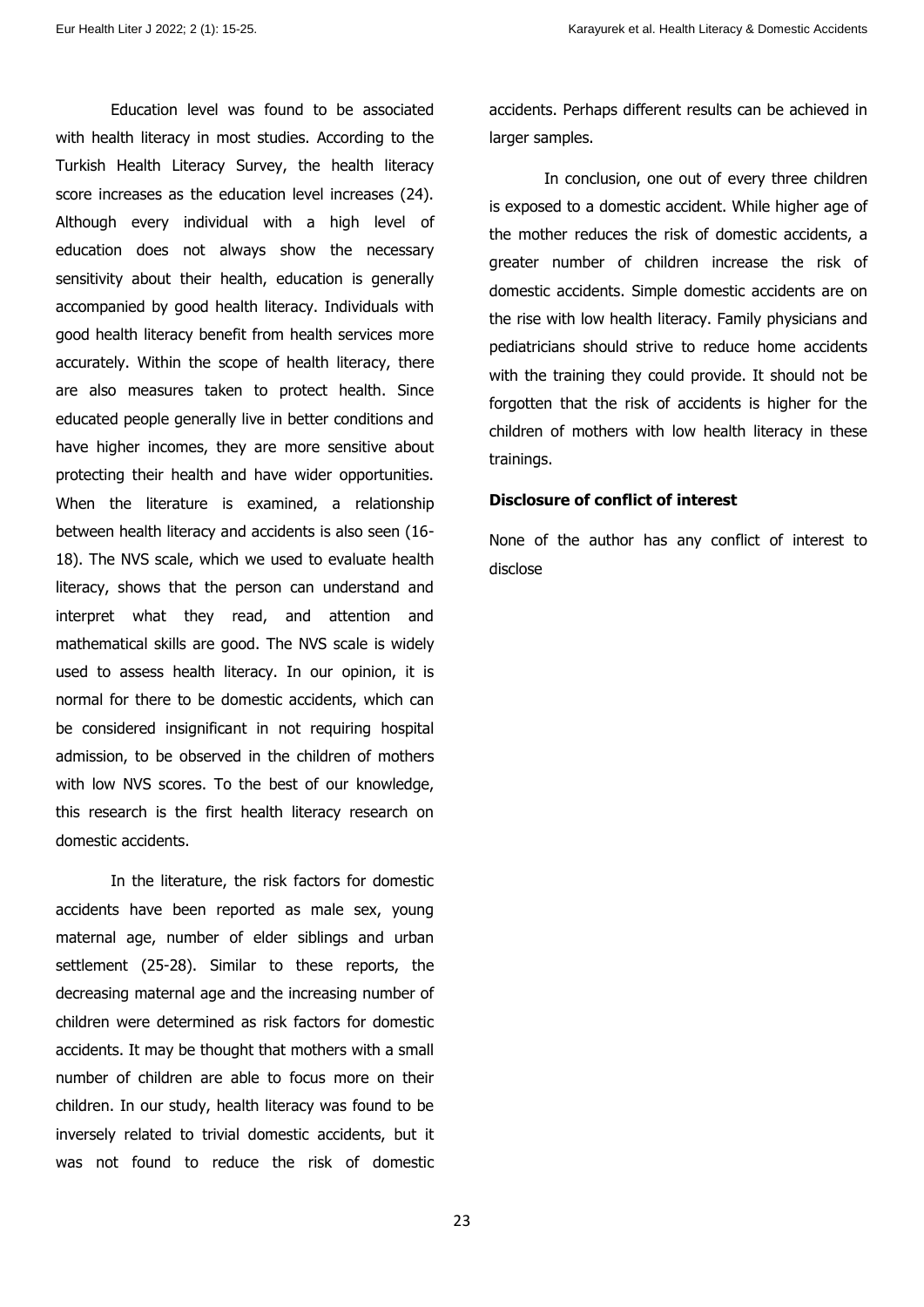Education level was found to be associated with health literacy in most studies. According to the Turkish Health Literacy Survey, the health literacy score increases as the education level increases (24). Although every individual with a high level of education does not always show the necessary sensitivity about their health, education is generally accompanied by good health literacy. Individuals with good health literacy benefit from health services more accurately. Within the scope of health literacy, there are also measures taken to protect health. Since educated people generally live in better conditions and have higher incomes, they are more sensitive about protecting their health and have wider opportunities. When the literature is examined, a relationship between health literacy and accidents is also seen (16-18). The NVS scale, which we used to evaluate health literacy, shows that the person can understand and interpret what they read, and attention and mathematical skills are good. The NVS scale is widely used to assess health literacy. In our opinion, it is normal for there to be domestic accidents, which can be considered insignificant in not requiring hospital admission, to be observed in the children of mothers with low NVS scores. To the best of our knowledge, this research is the first health literacy research on domestic accidents.

In the literature, the risk factors for domestic accidents have been reported as male sex, young maternal age, number of elder siblings and urban settlement (25-28). Similar to these reports, the decreasing maternal age and the increasing number of children were determined as risk factors for domestic accidents. It may be thought that mothers with a small number of children are able to focus more on their children. In our study, health literacy was found to be inversely related to trivial domestic accidents, but it was not found to reduce the risk of domestic accidents. Perhaps different results can be achieved in larger samples.

In conclusion, one out of every three children is exposed to a domestic accident. While higher age of the mother reduces the risk of domestic accidents, a greater number of children increase the risk of domestic accidents. Simple domestic accidents are on the rise with low health literacy. Family physicians and pediatricians should strive to reduce home accidents with the training they could provide. It should not be forgotten that the risk of accidents is higher for the children of mothers with low health literacy in these trainings.

**Disclosure of conflict of interest**

None of the author has any conflict of interest to disclose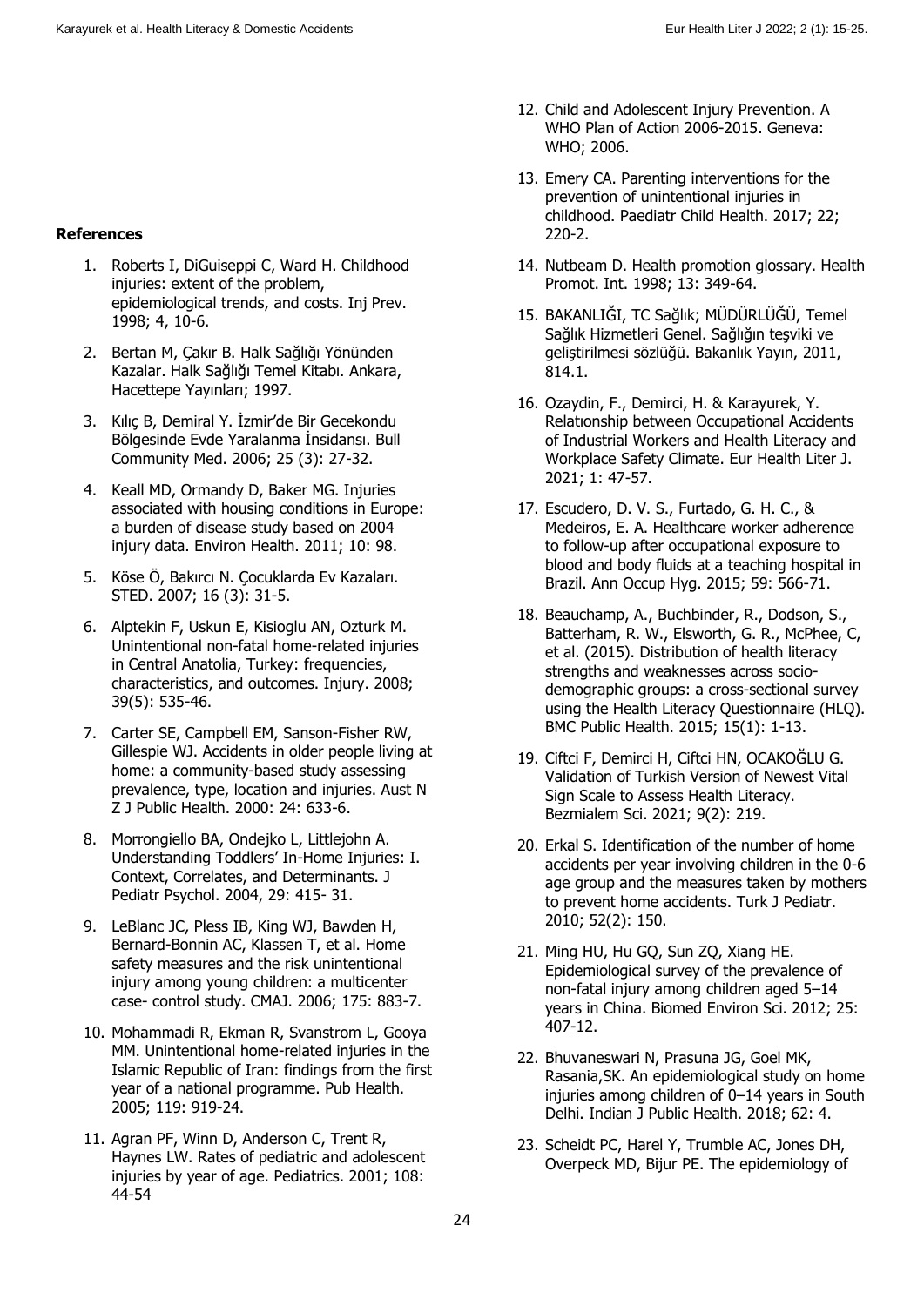## References

1. Roberts I, DiGuiseppi C, Ward H. Childhood injuries: extent of the problem, epidemiological trends, and costs. Inj Prev. 1998; 4, 10-6.
2. Bertan M, Çakır B. Halk Sağlığı Yönünden Kazalar. Halk Sağlığı Temel Kitabı. Ankara, Hacettepe Yayınları; 1997.
3. Kılıç B, Demiral Y. İzmir'de Bir Gecekondu Bölgesinde Evde Yaralanma İnsidansı. Bull Community Med. 2006; 25 (3): 27-32.
4. Keall MD, Ormandy D, Baker MG. Injuries associated with housing conditions in Europe: a burden of disease study based on 2004 injury data. Environ Health. 2011; 10: 98.
5. Köse Ö, Bakırcı N. Çocuklarda Ev Kazaları. STED. 2007; 16 (3): 31-5.
6. Alptekin F, Uskun E, Kisioglu AN, Ozturk M. Unintentional non-fatal home-related injuries in Central Anatolia, Turkey: frequencies, characteristics, and outcomes. Injury. 2008; 39(5): 535-46.
7. Carter SE, Campbell EM, Sanson-Fisher RW, Gillespie WJ. Accidents in older people living at home: a community-based study assessing prevalence, type, location and injuries. Aust N Z J Public Health. 2000: 24: 633-6.
8. Morrongiello BA, Ondejko L, Littlejohn A. Understanding Toddlers' In-Home Injuries: I. Context, Correlates, and Determinants. J Pediatr Psychol. 2004, 29: 415- 31.
9. LeBlanc JC, Pless IB, King WJ, Bawden H, Bernard-Bonnin AC, Klassen T, et al. Home safety measures and the risk unintentional injury among young children: a multicenter case- control study. CMAJ. 2006; 175: 883-7.
10. Mohammadi R, Ekman R, Svanstrom L, Gooya MM. Unintentional home-related injuries in the Islamic Republic of Iran: findings from the first year of a national programme. Pub Health. 2005; 119: 919-24.
11. Agran PF, Winn D, Anderson C, Trent R, Haynes LW. Rates of pediatric and adolescent injuries by year of age. Pediatrics. 2001; 108: 44-54
12. Child and Adolescent Injury Prevention. A WHO Plan of Action 2006-2015. Geneva: WHO; 2006.
13. Emery CA. Parenting interventions for the prevention of unintentional injuries in childhood. Paediatr Child Health. 2017; 22; 220-2.
14. Nutbeam D. Health promotion glossary. Health Promot. Int. 1998; 13: 349-64.
15. BAKANLIĞI, TC Sağlık; MÜDÜRLÜĞÜ, Temel Sağlık Hizmetleri Genel. Sağlığın teşviki ve geliştirilmesi sözlüğü. Bakanlık Yayın, 2011, 814.1.
16. Ozaydin, F., Demirci, H. & Karayurek, Y. Relationship between Occupational Accidents of Industrial Workers and Health Literacy and Workplace Safety Climate. Eur Health Liter J. 2021; 1: 47-57.
17. Escudero, D. V. S., Furtado, G. H. C., & Medeiros, E. A. Healthcare worker adherence to follow-up after occupational exposure to blood and body fluids at a teaching hospital in Brazil. Ann Occup Hyg. 2015; 59: 566-71.
18. Beauchamp, A., Buchbinder, R., Dodson, S., Batterham, R. W., Elsworth, G. R., McPhee, C, et al. (2015). Distribution of health literacy strengths and weaknesses across socio-demographic groups: a cross-sectional survey using the Health Literacy Questionnaire (HLQ). BMC Public Health. 2015; 15(1): 1-13.
19. Ciftci F, Demirci H, Ciftci HN, OCAKOĞLU G. Validation of Turkish Version of Newest Vital Sign Scale to Assess Health Literacy. Bezmialem Sci. 2021; 9(2): 219.
20. Erkal S. Identification of the number of home accidents per year involving children in the 0-6 age group and the measures taken by mothers to prevent home accidents. Turk J Pediatr. 2010; 52(2): 150.
21. Ming HU, Hu GQ, Sun ZQ, Xiang HE. Epidemiological survey of the prevalence of non-fatal injury among children aged 5–14 years in China. Biomed Environ Sci. 2012; 25: 407-12.
22. Bhuvaneswari N, Prasuna JG, Goel MK, Rasania,SK. An epidemiological study on home injuries among children of 0–14 years in South Delhi. Indian J Public Health. 2018; 62: 4.
23. Scheidt PC, Harel Y, Trumble AC, Jones DH, Overpeck MD, Bijur PE. The epidemiology of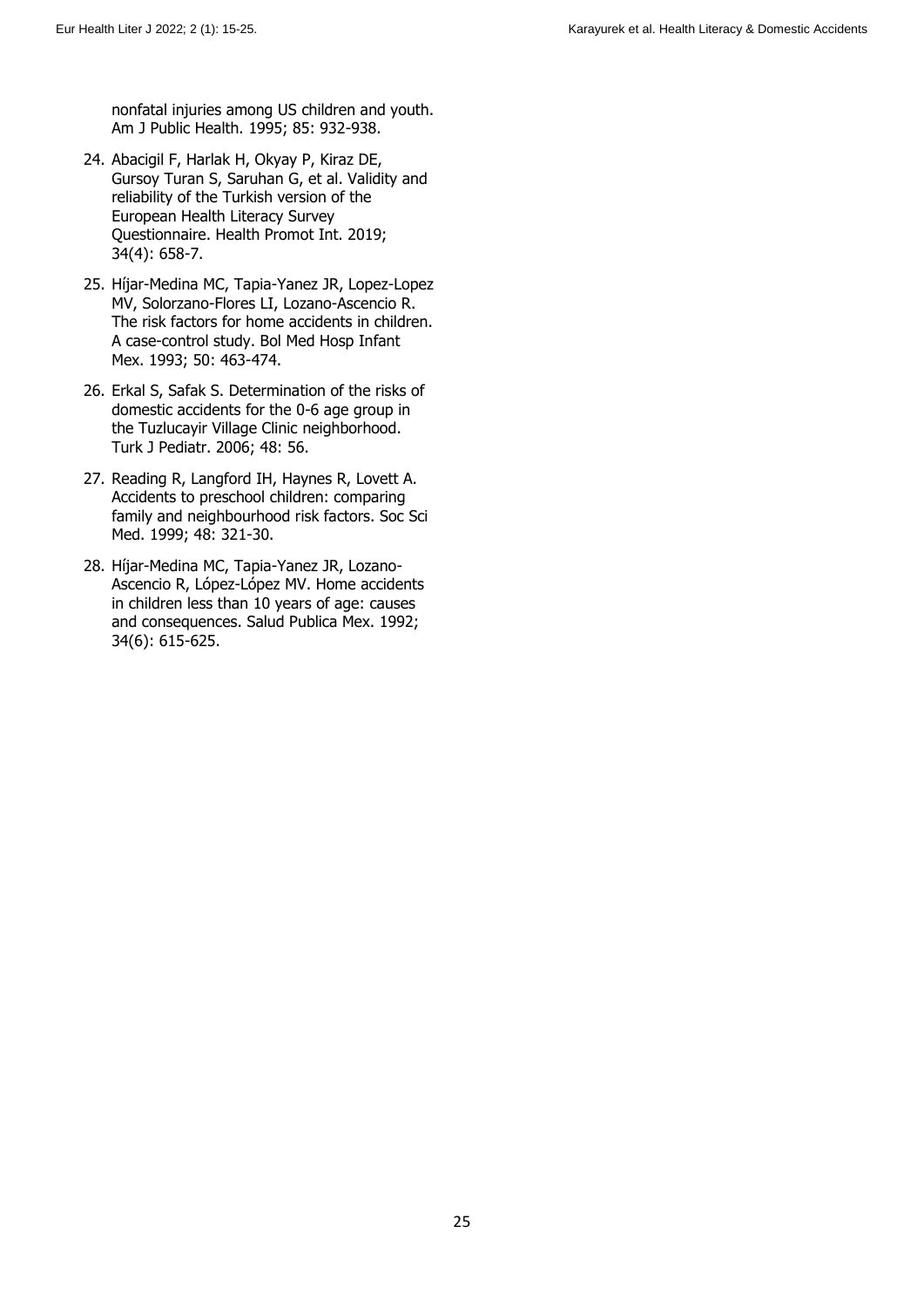nonfatal injuries among US children and youth. Am J Public Health. 1995; 85: 932-938.

24. Abacigil F, Harlak H, Okyay P, Kiraz DE, Gursoy Turan S, Saruhan G, et al. Validity and reliability of the Turkish version of the European Health Literacy Survey Questionnaire. Health Promot Int. 2019; 34(4): 658-7.

25. Híjar-Medina MC, Tapia-Yanez JR, Lopez-Lopez MV, Solorzano-Flores LI, Lozano-Ascencio R. The risk factors for home accidents in children. A case-control study. Bol Med Hosp Infant Mex. 1993; 50: 463-474.

26. Erkal S, Safak S. Determination of the risks of domestic accidents for the 0-6 age group in the Tuzlucayir Village Clinic neighborhood. Turk J Pediatr. 2006; 48: 56.

27. Reading R, Langford IH, Haynes R, Lovett A. Accidents to preschool children: comparing family and neighbourhood risk factors. Soc Sci Med. 1999; 48: 321-30.

28. Híjar-Medina MC, Tapia-Yanez JR, Lozano-Ascencio R, López-López MV. Home accidents in children less than 10 years of age: causes and consequences. Salud Publica Mex. 1992; 34(6): 615-625.